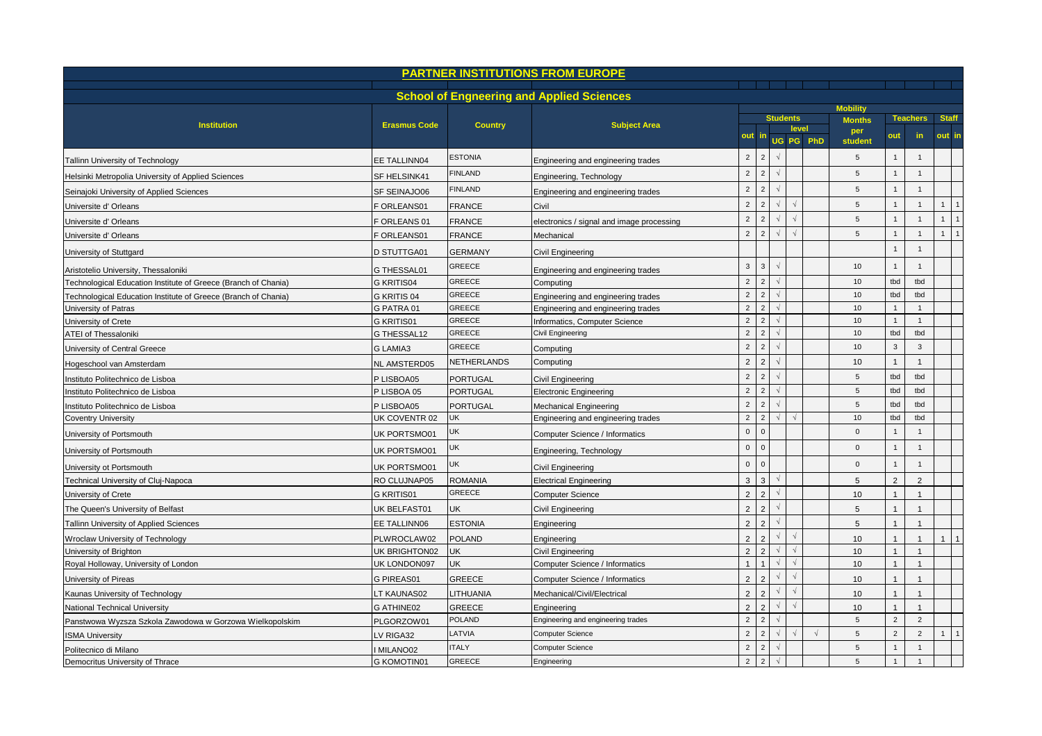# PARTNER INSTITUTIONS FROM EUROPE

## School of Engneering and Applied Sciences

| Institution | Erasmus Code | Country | Subject Area | Mobility | | | | | | | | | | |
|---|---|---|---|---|---|---|---|---|---|---|---|---|---|---|
| | | | | Students | | | | | Months per student | Teachers | | Staff | |
| | | | | out | in | level | | | | out | in | out | in |
| | | | | | | UG | PG | PhD | | | | | |
| Tallinn University of Technology | EE TALLINN04 | ESTONIA | Engineering and engineering trades | 2 | 2 | √ | | | 5 | 1 | 1 | | |
| Helsinki Metropolia University of Applied Sciences | SF HELSINK41 | FINLAND | Engineering, Technology | 2 | 2 | √ | | | 5 | 1 | 1 | | |
| Seinajoki University of Applied Sciences | SF SEINAJO06 | FINLAND | Engineering and engineering trades | 2 | 2 | √ | | | 5 | 1 | 1 | | |
| Universite d' Orleans | F ORLEANS01 | FRANCE | Civil | 2 | 2 | √ | √ | | 5 | 1 | 1 | 1 | 1 |
| Universite d' Orleans | F ORLEANS 01 | FRANCE | electronics / signal and image processing | 2 | 2 | √ | √ | | 5 | 1 | 1 | 1 | 1 |
| Universite d' Orleans | F ORLEANS01 | FRANCE | Mechanical | 2 | 2 | √ | √ | | 5 | 1 | 1 | 1 | 1 |
| University of Stuttgard | D STUTTGA01 | GERMANY | Civil Engineering | | | | | | | 1 | 1 | | |
| Aristotelio University, Thessaloniki | G THESSAL01 | GREECE | Engineering and engineering trades | 3 | 3 | √ | | | 10 | 1 | 1 | | |
| Technological Education Institute of Greece (Branch of Chania) | G KRITIS04 | GREECE | Computing | 2 | 2 | √ | | | 10 | tbd | tbd | | |
| Technological Education Institute of Greece (Branch of Chania) | G KRITIS 04 | GREECE | Engineering and engineering trades | 2 | 2 | √ | | | 10 | tbd | tbd | | |
| University of Patras | G PATRA 01 | GREECE | Engineering and engineering trades | 2 | 2 | √ | | | 10 | 1 | 1 | | |
| University of Crete | G KRITIS01 | GREECE | Informatics, Computer Science | 2 | 2 | √ | | | 10 | 1 | 1 | | |
| ATEI of Thessaloniki | G THESSAL12 | GREECE | Civil Engineering | 2 | 2 | √ | | | 10 | tbd | tbd | | |
| University of Central Greece | G LAMIA3 | GREECE | Computing | 2 | 2 | √ | | | 10 | 3 | 3 | | |
| Hogeschool van Amsterdam | NL AMSTERD05 | NETHERLANDS | Computing | 2 | 2 | √ | | | 10 | 1 | 1 | | |
| Instituto Politechnico de Lisboa | P LISBOA05 | PORTUGAL | Civil Engineering | 2 | 2 | √ | | | 5 | tbd | tbd | | |
| Instituto Politechnico de Lisboa | P LISBOA 05 | PORTUGAL | Electronic Engineering | 2 | 2 | √ | | | 5 | tbd | tbd | | |
| Instituto Politechnico de Lisboa | P LISBOA05 | PORTUGAL | Mechanical Engineering | 2 | 2 | √ | | | 5 | tbd | tbd | | |
| Coventry University | UK COVENTR 02 | UK | Engineering and engineering trades | 2 | 2 | √ | √ | | 10 | tbd | tbd | | |
| University of Portsmouth | UK PORTSMO01 | UK | Computer Science / Informatics | 0 | 0 | | | | 0 | 1 | 1 | | |
| University of Portsmouth | UK PORTSMO01 | UK | Engineering, Technology | 0 | 0 | | | | 0 | 1 | 1 | | |
| University ot Portsmouth | UK PORTSMO01 | UK | Civil Engineering | 0 | 0 | | | | 0 | 1 | 1 | | |
| Technical University of Cluj-Napoca | RO CLUJNAP05 | ROMANIA | Electrical Engineering | 3 | 3 | √ | | | 5 | 2 | 2 | | |
| University of Crete | G KRITIS01 | GREECE | Computer Science | 2 | 2 | √ | | | 10 | 1 | 1 | | |
| The Queen's University of Belfast | UK BELFAST01 | UK | Civil Engineering | 2 | 2 | √ | | | 5 | 1 | 1 | | |
| Tallinn University of Applied Sciences | EE TALLINN06 | ESTONIA | Engineering | 2 | 2 | √ | | | 5 | 1 | 1 | | |
| Wroclaw University of Technology | PLWROCLAW02 | POLAND | Engineering | 2 | 2 | √ | √ | | 10 | 1 | 1 | 1 | 1 |
| University of Brighton | UK BRIGHTON02 | UK | Civil Engineering | 2 | 2 | √ | √ | | 10 | 1 | 1 | | |
| Royal Holloway, University of London | UK LONDON097 | UK | Computer Science / Informatics | 1 | 1 | √ | √ | | 10 | 1 | 1 | | |
| University of Pireas | G PIREAS01 | GREECE | Computer Science / Informatics | 2 | 2 | √ | √ | | 10 | 1 | 1 | | |
| Kaunas University of Technology | LT KAUNAS02 | LITHUANIA | Mechanical/Civil/Electrical | 2 | 2 | √ | √ | | 10 | 1 | 1 | | |
| National Technical University | G ATHINE02 | GREECE | Engineering | 2 | 2 | √ | √ | | 10 | 1 | 1 | | |
| Panstwowa Wyzsza Szkola Zawodowa w Gorzowa Wielkopolskim | PLGORZOW01 | POLAND | Engineering and engineering trades | 2 | 2 | √ | | | 5 | 2 | 2 | | |
| ISMA University | LV RIGA32 | LATVIA | Computer Science | 2 | 2 | √ | √ | √ | 5 | 2 | 2 | 1 | 1 |
| Politecnico di Milano | I MILANO02 | ITALY | Computer Science | 2 | 2 | √ | | | 5 | 1 | 1 | | |
| Democritus University of Thrace | G KOMOTIN01 | GREECE | Engineering | 2 | 2 | √ | | | 5 | 1 | 1 | | |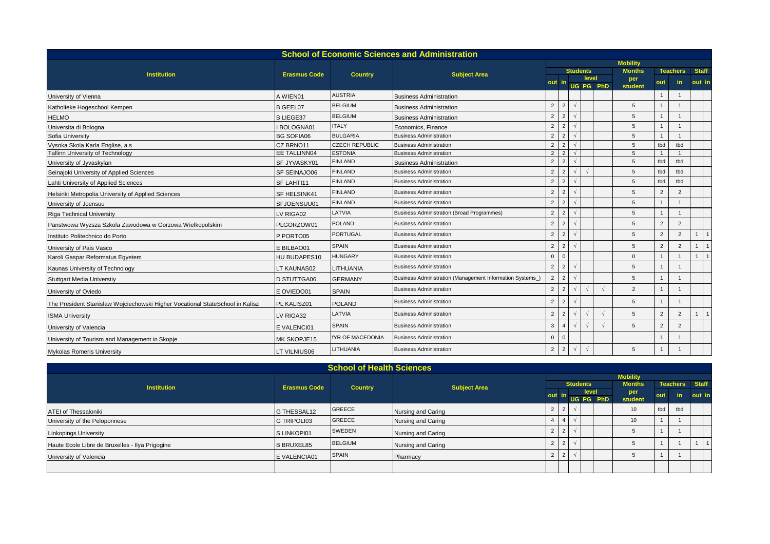## School of Economic Sciences and Administration

| Institution | Erasmus Code | Country | Subject Area | Mobility | | | | | | | | |
|---|---|---|---|---|---|---|---|---|---|---|---|---|
| | | | | Students | | | | | Months per student | Teachers | | Staff | |
| | | | | out | in | level UG | PG | PhD | | out | in | out | in |
| University of Vienna | A WIEN01 | AUSTRIA | Business Administration | | | | | | | 1 | 1 | | |
| Katholieke Hogeschool Kempen | B GEEL07 | BELGIUM | Business Administration | 2 | 2 | √ | | | 5 | 1 | 1 | | |
| HELMO | B LIEGE37 | BELGIUM | Business Administration | 2 | 2 | √ | | | 5 | 1 | 1 | | |
| Universita di Bologna | I BOLOGNA01 | ITALY | Economics, Finance | 2 | 2 | √ | | | 5 | 1 | 1 | | |
| Sofia University | BG SOFIA06 | BULGARIA | Business Administration | 2 | 2 | √ | | | 5 | 1 | 1 | | |
| Vysoka Skola Karla Englise, a.s | CZ BRNO11 | CZECH REPUBLIC | Business Administration | 2 | 2 | √ | | | 5 | tbd | tbd | | |
| Tallinn University of Technology | EE TALLINN04 | ESTONIA | Business Administration | 2 | 2 | √ | | | 5 | 1 | 1 | | |
| University of Jyvaskylan | SF JYVASKY01 | FINLAND | Business Administration | 2 | 2 | √ | | | 5 | tbd | tbd | | |
| Seinajoki University of Applied Sciences | SF SEINAJO06 | FINLAND | Business Administration | 2 | 2 | √ | √ | | 5 | tbd | tbd | | |
| Lahti University of Applied Sciences | SF LAHTI11 | FINLAND | Business Administration | 2 | 2 | √ | | | 5 | tbd | tbd | | |
| Helsinki Metropolia University of Applied Sciences | SF HELSINK41 | FINLAND | Business Administration | 2 | 2 | √ | | | 5 | 2 | 2 | | |
| University of Joensuu | SFJOENSUU01 | FINLAND | Business Administration | 2 | 2 | √ | | | 5 | 1 | 1 | | |
| Riga Technical University | LV RIGA02 | LATVIA | Business Administration (Broad Programmes) | 2 | 2 | √ | | | 5 | 1 | 1 | | |
| Panstwowa Wyzsza Szkola Zawodowa w Gorzowa Wielkopolskim | PLGORZOW01 | POLAND | Business Administration | 2 | 2 | √ | | | 5 | 2 | 2 | | |
| Instituto Politechnico do Porto | P PORTO05 | PORTUGAL | Business Administration | 2 | 2 | √ | | | 5 | 2 | 2 | 1 | 1 |
| University of Pais Vasco | E BILBAO01 | SPAIN | Business Administration | 2 | 2 | √ | | | 5 | 2 | 2 | 1 | 1 |
| Karoli Gaspar Reformatus Egyetem | HU BUDAPES10 | HUNGARY | Business Administration | 0 | 0 | | | | 0 | 1 | 1 | 1 | 1 |
| Kaunas University of Technology | LT KAUNAS02 | LITHUANIA | Business Administration | 2 | 2 | √ | | | 5 | 1 | 1 | | |
| Stuttgart Media Universtiy | D STUTTGA06 | GERMANY | Business Administration (Management Information Systems_) | 2 | 2 | √ | | | 5 | 1 | 1 | | |
| University of Oviedo | E OVIEDO01 | SPAIN | Business Administration | 2 | 2 | √ | √ | √ | 2 | 1 | 1 | | |
| The President Stanislaw Wojciechowski Higher Vocational StateSchool in Kalisz | PL KALISZ01 | POLAND | Business Administration | 2 | 2 | √ | | | 5 | 1 | 1 | | |
| ISMA University | LV RIGA32 | LATVIA | Business Administration | 2 | 2 | √ | √ | √ | 5 | 2 | 2 | 1 | 1 |
| University of Valencia | E VALENCI01 | SPAIN | Business Administration | 3 | 4 | √ | √ | √ | 5 | 2 | 2 | | |
| University of Tourism and Management in Skopje | MK SKOPJE15 | fYR OF MACEDONIA | Business Administration | 0 | 0 | | | | | 1 | 1 | | |
| Mykolas Romeris University | LT VILNIUS06 | LITHUANIA | Business Administration | 2 | 2 | √ | √ | | 5 | 1 | 1 | | |

## School of Health Sciences

| Institution | Erasmus Code | Country | Subject Area | Mobility | | | | | | | | |
|---|---|---|---|---|---|---|---|---|---|---|---|---|
| | | | | Students | | | | | Months per student | Teachers | | Staff | |
| | | | | out | in | level UG | PG | PhD | | out | in | out | in |
| ATEI of Thessaloniki | G THESSAL12 | GREECE | Nursing and Caring | 2 | 2 | √ | | | 10 | tbd | tbd | | |
| University of the Peloponnese | G TRIPOLI03 | GREECE | Nursing and Caring | 4 | 4 | √ | | | 10 | 1 | 1 | | |
| Linkopings University | S LINKOPI01 | SWEDEN | Nursing and Caring | 2 | 2 | √ | | | 5 | 1 | 1 | | |
| Haute Ecole Libre de Bruxelles - Ilya Prigogine | B BRUXEL85 | BELGIUM | Nursing and Caring | 2 | 2 | √ | | | 5 | 1 | 1 | 1 | 1 |
| University of Valencia | E VALENCIA01 | SPAIN | Pharmacy | 2 | 2 | √ | | | 5 | 1 | 1 | | |
| | | | | | | | | | | | | | |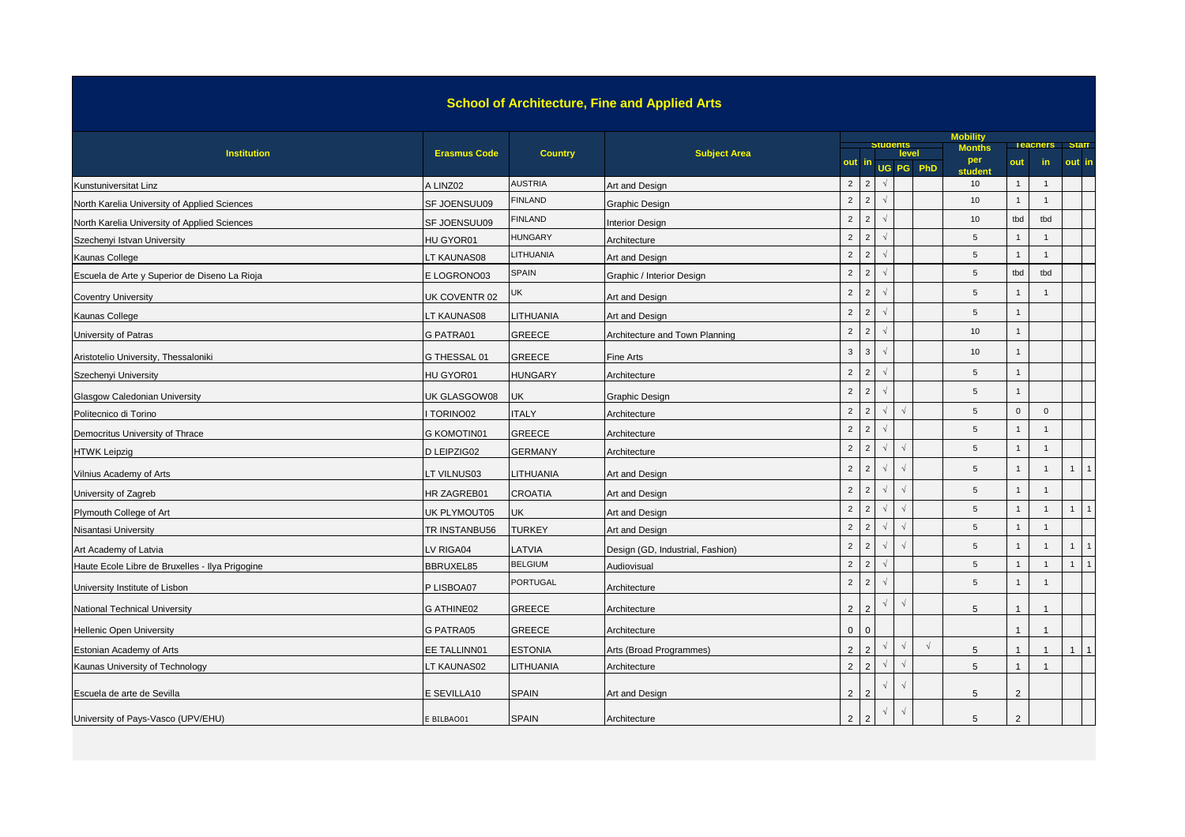## School of Architecture, Fine and Applied Arts

| Institution | Erasmus Code | Country | Subject Area | Students | | | | | Mobility Months per student | Teachers | | Staff | |
|---|---|---|---|---|---|---|---|---|---|---|---|---|---|
| | | | | out | in | level | | | | out | in | out | in |
| | | | | | | UG | PG | PhD | | | | | |
| Kunstuniversitat Linz | A LINZ02 | AUSTRIA | Art and Design | 2 | 2 | √ | | | 10 | 1 | 1 | | |
| North Karelia University of Applied Sciences | SF JOENSUU09 | FINLAND | Graphic Design | 2 | 2 | √ | | | 10 | 1 | 1 | | |
| North Karelia University of Applied Sciences | SF JOENSUU09 | FINLAND | Interior Design | 2 | 2 | √ | | | 10 | tbd | tbd | | |
| Szechenyi Istvan University | HU GYOR01 | HUNGARY | Architecture | 2 | 2 | √ | | | 5 | 1 | 1 | | |
| Kaunas College | LT KAUNAS08 | LITHUANIA | Art and Design | 2 | 2 | √ | | | 5 | 1 | 1 | | |
| Escuela de Arte y Superior de Diseno La Rioja | E LOGRONO03 | SPAIN | Graphic / Interior Design | 2 | 2 | √ | | | 5 | tbd | tbd | | |
| Coventry University | UK COVENTR 02 | UK | Art and Design | 2 | 2 | √ | | | 5 | 1 | 1 | | |
| Kaunas College | LT KAUNAS08 | LITHUANIA | Art and Design | 2 | 2 | √ | | | 5 | 1 | | | |
| University of Patras | G PATRA01 | GREECE | Architecture and Town Planning | 2 | 2 | √ | | | 10 | 1 | | | |
| Aristotelio University, Thessaloniki | G THESSAL 01 | GREECE | Fine Arts | 3 | 3 | √ | | | 10 | 1 | | | |
| Szechenyi University | HU GYOR01 | HUNGARY | Architecture | 2 | 2 | √ | | | 5 | 1 | | | |
| Glasgow Caledonian University | UK GLASGOW08 | UK | Graphic Design | 2 | 2 | √ | | | 5 | 1 | | | |
| Politecnico di Torino | I TORINO02 | ITALY | Architecture | 2 | 2 | √ | √ | | 5 | 0 | 0 | | |
| Democritus University of Thrace | G KOMOTIN01 | GREECE | Architecture | 2 | 2 | √ | | | 5 | 1 | 1 | | |
| HTWK Leipzig | D LEIPZIG02 | GERMANY | Architecture | 2 | 2 | √ | √ | | 5 | 1 | 1 | | |
| Vilnius Academy of Arts | LT VILNUS03 | LITHUANIA | Art and Design | 2 | 2 | √ | √ | | 5 | 1 | 1 | 1 | 1 |
| University of Zagreb | HR ZAGREB01 | CROATIA | Art and Design | 2 | 2 | √ | √ | | 5 | 1 | 1 | | |
| Plymouth College of Art | UK PLYMOUT05 | UK | Art and Design | 2 | 2 | √ | √ | | 5 | 1 | 1 | 1 | 1 |
| Nisantasi University | TR INSTANBU56 | TURKEY | Art and Design | 2 | 2 | √ | √ | | 5 | 1 | 1 | | |
| Art Academy of Latvia | LV RIGA04 | LATVIA | Design (GD, Industrial, Fashion) | 2 | 2 | √ | √ | | 5 | 1 | 1 | 1 | 1 |
| Haute Ecole Libre de Bruxelles - Ilya Prigogine | BBRUXEL85 | BELGIUM | Audiovisual | 2 | 2 | √ | | | 5 | 1 | 1 | 1 | 1 |
| University Institute of Lisbon | P LISBOA07 | PORTUGAL | Architecture | 2 | 2 | √ | | | 5 | 1 | 1 | | |
| National Technical University | G ATHINE02 | GREECE | Architecture | 2 | 2 | √ | √ | | 5 | 1 | 1 | | |
| Hellenic Open University | G PATRA05 | GREECE | Architecture | 0 | 0 | | | | | 1 | 1 | | |
| Estonian Academy of Arts | EE TALLINN01 | ESTONIA | Arts (Broad Programmes) | 2 | 2 | √ | √ | √ | 5 | 1 | 1 | 1 | 1 |
| Kaunas University of Technology | LT KAUNAS02 | LITHUANIA | Architecture | 2 | 2 | √ | √ | | 5 | 1 | 1 | | |
| Escuela de arte de Sevilla | E SEVILLA10 | SPAIN | Art and Design | 2 | 2 | √ | √ | | 5 | 2 | | | |
| University of Pays-Vasco (UPV/EHU) | E BILBAO01 | SPAIN | Architecture | 2 | 2 | √ | √ | | 5 | 2 | | | |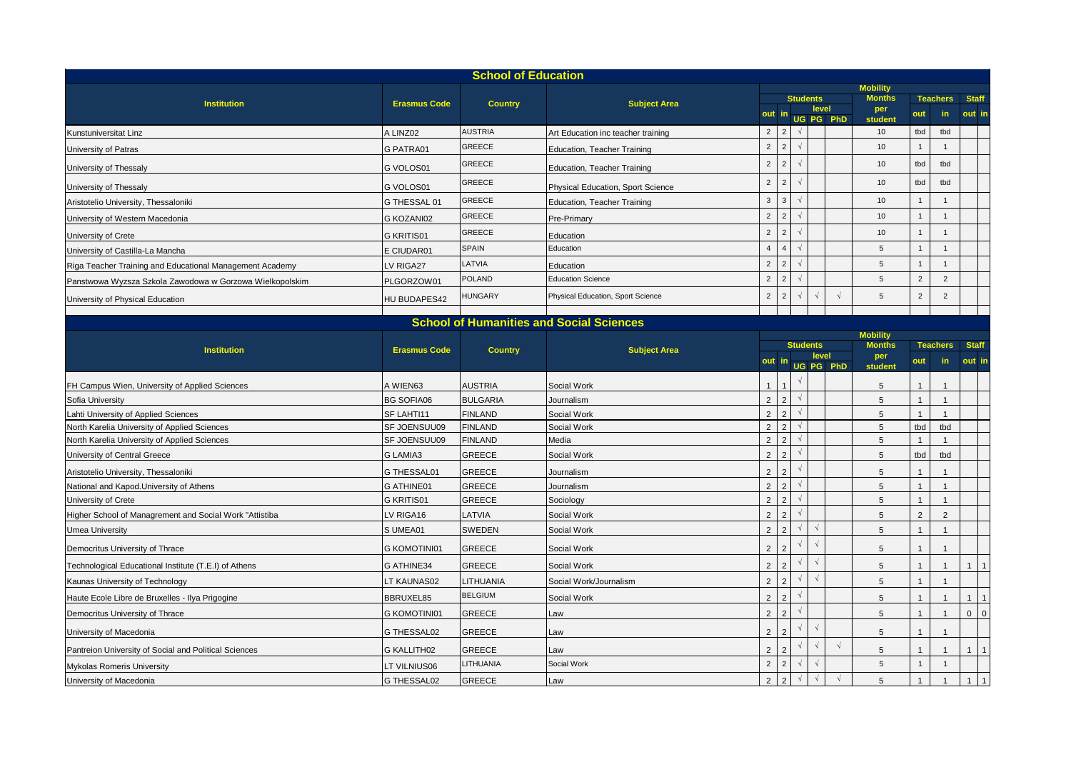## School of Education

| Institution | Erasmus Code | Country | Subject Area | Students out | Students in | Level UG | Level PG | Level PhD | Mobility Months per student | Teachers out | Teachers in | Staff out | Staff in |
|---|---|---|---|---|---|---|---|---|---|---|---|---|---|
| Kunstuniversitat Linz | A LINZ02 | AUSTRIA | Art Education inc teacher training | 2 | 2 | √ | | | 10 | tbd | tbd | | |
| University of Patras | G PATRA01 | GREECE | Education, Teacher Training | 2 | 2 | √ | | | 10 | 1 | 1 | | |
| University of Thessaly | G VOLOS01 | GREECE | Education, Teacher Training | 2 | 2 | √ | | | 10 | tbd | tbd | | |
| University of Thessaly | G VOLOS01 | GREECE | Physical Education, Sport Science | 2 | 2 | √ | | | 10 | tbd | tbd | | |
| Aristotelio University, Thessaloniki | G THESSAL 01 | GREECE | Education, Teacher Training | 3 | 3 | √ | | | 10 | 1 | 1 | | |
| University of Western Macedonia | G KOZANI02 | GREECE | Pre-Primary | 2 | 2 | √ | | | 10 | 1 | 1 | | |
| University of Crete | G KRITIS01 | GREECE | Education | 2 | 2 | √ | | | 10 | 1 | 1 | | |
| University of Castilla-La Mancha | E CIUDAR01 | SPAIN | Education | 4 | 4 | √ | | | 5 | 1 | 1 | | |
| Riga Teacher Training and Educational Management Academy | LV RIGA27 | LATVIA | Education | 2 | 2 | √ | | | 5 | 1 | 1 | | |
| Panstwowa Wyzsza Szkola Zawodowa w Gorzowa Wielkopolskim | PLGORZOW01 | POLAND | Education Science | 2 | 2 | √ | | | 5 | 2 | 2 | | |
| University of Physical Education | HU BUDAPES42 | HUNGARY | Physical Education, Sport Science | 2 | 2 | √ | √ | √ | 5 | 2 | 2 | | |

## School of Humanities and Social Sciences

| Institution | Erasmus Code | Country | Subject Area | Students out | Students in | Level UG | Level PG | Level PhD | Mobility Months per student | Teachers out | Teachers in | Staff out | Staff in |
|---|---|---|---|---|---|---|---|---|---|---|---|---|---|
| FH Campus Wien, University of Applied Sciences | A WIEN63 | AUSTRIA | Social Work | 1 | 1 | √ | | | 5 | 1 | 1 | | |
| Sofia University | BG SOFIA06 | BULGARIA | Journalism | 2 | 2 | √ | | | 5 | 1 | 1 | | |
| Lahti University of Applied Sciences | SF LAHTI11 | FINLAND | Social Work | 2 | 2 | √ | | | 5 | 1 | 1 | | |
| North Karelia University of Applied Sciences | SF JOENSUU09 | FINLAND | Social Work | 2 | 2 | √ | | | 5 | tbd | tbd | | |
| North Karelia University of Applied Sciences | SF JOENSUU09 | FINLAND | Media | 2 | 2 | √ | | | 5 | 1 | 1 | | |
| University of Central Greece | G LAMIA3 | GREECE | Social Work | 2 | 2 | √ | | | 5 | tbd | tbd | | |
| Aristotelio University, Thessaloniki | G THESSAL01 | GREECE | Journalism | 2 | 2 | √ | | | 5 | 1 | 1 | | |
| National and Kapod.University of Athens | G ATHINE01 | GREECE | Journalism | 2 | 2 | √ | | | 5 | 1 | 1 | | |
| University of Crete | G KRITIS01 | GREECE | Sociology | 2 | 2 | √ | | | 5 | 1 | 1 | | |
| Higher School of Managrement and Social Work "Attistiba | LV RIGA16 | LATVIA | Social Work | 2 | 2 | √ | | | 5 | 2 | 2 | | |
| Umea University | S UMEA01 | SWEDEN | Social Work | 2 | 2 | √ | √ | | 5 | 1 | 1 | | |
| Democritus University of Thrace | G KOMOTINI01 | GREECE | Social Work | 2 | 2 | √ | √ | | 5 | 1 | 1 | | |
| Technological Educational Institute (T.E.I) of Athens | G ATHINE34 | GREECE | Social Work | 2 | 2 | √ | √ | | 5 | 1 | 1 | 1 | 1 |
| Kaunas University of Technology | LT KAUNAS02 | LITHUANIA | Social Work/Journalism | 2 | 2 | √ | √ | | 5 | 1 | 1 | | |
| Haute Ecole Libre de Bruxelles - Ilya Prigogine | BBRUXEL85 | BELGIUM | Social Work | 2 | 2 | √ | | | 5 | 1 | 1 | 1 | 1 |
| Democritus University of Thrace | G KOMOTINI01 | GREECE | Law | 2 | 2 | √ | | | 5 | 1 | 1 | 0 | 0 |
| University of Macedonia | G THESSAL02 | GREECE | Law | 2 | 2 | √ | √ | | 5 | 1 | 1 | | |
| Pantreion University of Social and Political Sciences | G KALLITH02 | GREECE | Law | 2 | 2 | √ | √ | √ | 5 | 1 | 1 | 1 | 1 |
| Mykolas Romeris University | LT VILNIUS06 | LITHUANIA | Social Work | 2 | 2 | √ | √ | | 5 | 1 | 1 | | |
| University of Macedonia | G THESSAL02 | GREECE | Law | 2 | 2 | √ | √ | √ | 5 | 1 | 1 | 1 | 1 |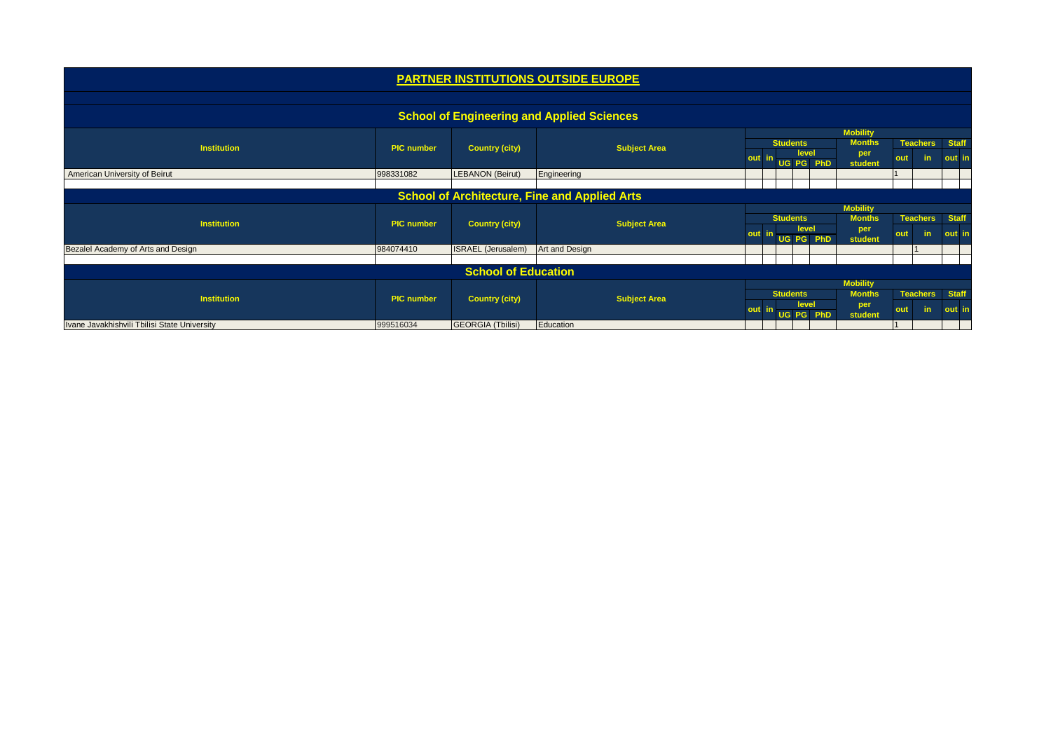# PARTNER INSTITUTIONS OUTSIDE EUROPE

## School of Engineering and Applied Sciences

| Institution | PIC number | Country (city) | Subject Area | Mobility | | | | | | | | | |
|---|---|---|---|---|---|---|---|---|---|---|---|---|---|
| | | | | Students | | | | | Months per student | Teachers | | Staff | |
| | | | | out | in | level | | | | out | in | out | in |
| | | | | | | UG | PG | PhD | | | | | |
| American University of Beirut | 998331082 | LEBANON (Beirut) | Engineering | | | | | | | 1 | | | |

## School of Architecture, Fine and Applied Arts

| Institution | PIC number | Country (city) | Subject Area | Mobility | | | | | | | | | |
|---|---|---|---|---|---|---|---|---|---|---|---|---|---|
| | | | | Students | | | | | Months per student | Teachers | | Staff | |
| | | | | out | in | level | | | | out | in | out | in |
| | | | | | | UG | PG | PhD | | | | | |
| Bezalel Academy of Arts and Design | 984074410 | ISRAEL (Jerusalem) | Art and Design | | | | | | | | 1 | | |

## School of Education

| Institution | PIC number | Country (city) | Subject Area | Mobility | | | | | | | | | |
|---|---|---|---|---|---|---|---|---|---|---|---|---|---|
| | | | | Students | | | | | Months per student | Teachers | | Staff | |
| | | | | out | in | level | | | | out | in | out | in |
| | | | | | | UG | PG | PhD | | | | | |
| Ivane Javakhishvili Tbilisi State University | 999516034 | GEORGIA (Tbilisi) | Education | | | | | | | 1 | | | |